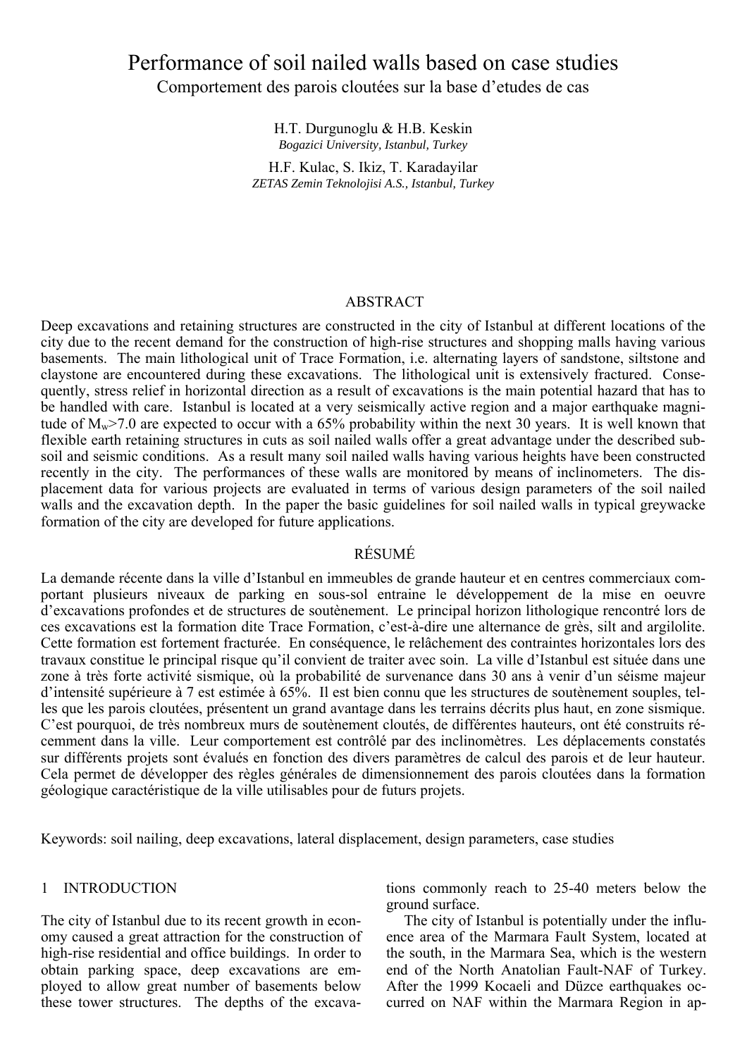# Performance of soil nailed walls based on case studies

Comportement des parois cloutées sur la base d'etudes de cas

H.T. Durgunoglu & H.B. Keskin
*Bogazici University, Istanbul, Turkey*

H.F. Kulac, S. Ikiz, T. Karadayilar
*ZETAS Zemin Teknolojisi A.S., Istanbul, Turkey*

## ABSTRACT

Deep excavations and retaining structures are constructed in the city of Istanbul at different locations of the city due to the recent demand for the construction of high-rise structures and shopping malls having various basements. The main lithological unit of Trace Formation, i.e. alternating layers of sandstone, siltstone and claystone are encountered during these excavations. The lithological unit is extensively fractured. Consequently, stress relief in horizontal direction as a result of excavations is the main potential hazard that has to be handled with care. Istanbul is located at a very seismically active region and a major earthquake magnitude of $M_w$>7.0 are expected to occur with a 65% probability within the next 30 years. It is well known that flexible earth retaining structures in cuts as soil nailed walls offer a great advantage under the described subsoil and seismic conditions. As a result many soil nailed walls having various heights have been constructed recently in the city. The performances of these walls are monitored by means of inclinometers. The displacement data for various projects are evaluated in terms of various design parameters of the soil nailed walls and the excavation depth. In the paper the basic guidelines for soil nailed walls in typical greywacke formation of the city are developed for future applications.

## RÉSUMÉ

La demande récente dans la ville d'Istanbul en immeubles de grande hauteur et en centres commerciaux comportant plusieurs niveaux de parking en sous-sol entraine le développement de la mise en oeuvre d'excavations profondes et de structures de soutènement. Le principal horizon lithologique rencontré lors de ces excavations est la formation dite Trace Formation, c'est-à-dire une alternance de grès, silt and argilolite. Cette formation est fortement fracturée. En conséquence, le relâchement des contraintes horizontales lors des travaux constitue le principal risque qu'il convient de traiter avec soin. La ville d'Istanbul est située dans une zone à très forte activité sismique, où la probabilité de survenance dans 30 ans à venir d'un séisme majeur d'intensité supérieure à 7 est estimée à 65%. Il est bien connu que les structures de soutènement souples, telles que les parois cloutées, présentent un grand avantage dans les terrains décrits plus haut, en zone sismique. C'est pourquoi, de très nombreux murs de soutènement cloutés, de différentes hauteurs, ont été construits récemment dans la ville. Leur comportement est contrôlé par des inclinomètres. Les déplacements constatés sur différents projets sont évalués en fonction des divers paramètres de calcul des parois et de leur hauteur. Cela permet de développer des règles générales de dimensionnement des parois cloutées dans la formation géologique caractéristique de la ville utilisables pour de futurs projets.

Keywords: soil nailing, deep excavations, lateral displacement, design parameters, case studies

## 1 INTRODUCTION

The city of Istanbul due to its recent growth in economy caused a great attraction for the construction of high-rise residential and office buildings. In order to obtain parking space, deep excavations are employed to allow great number of basements below these tower structures. The depths of the excavations commonly reach to 25-40 meters below the ground surface.

The city of Istanbul is potentially under the influence area of the Marmara Fault System, located at the south, in the Marmara Sea, which is the western end of the North Anatolian Fault-NAF of Turkey. After the 1999 Kocaeli and Düzce earthquakes occurred on NAF within the Marmara Region in ap-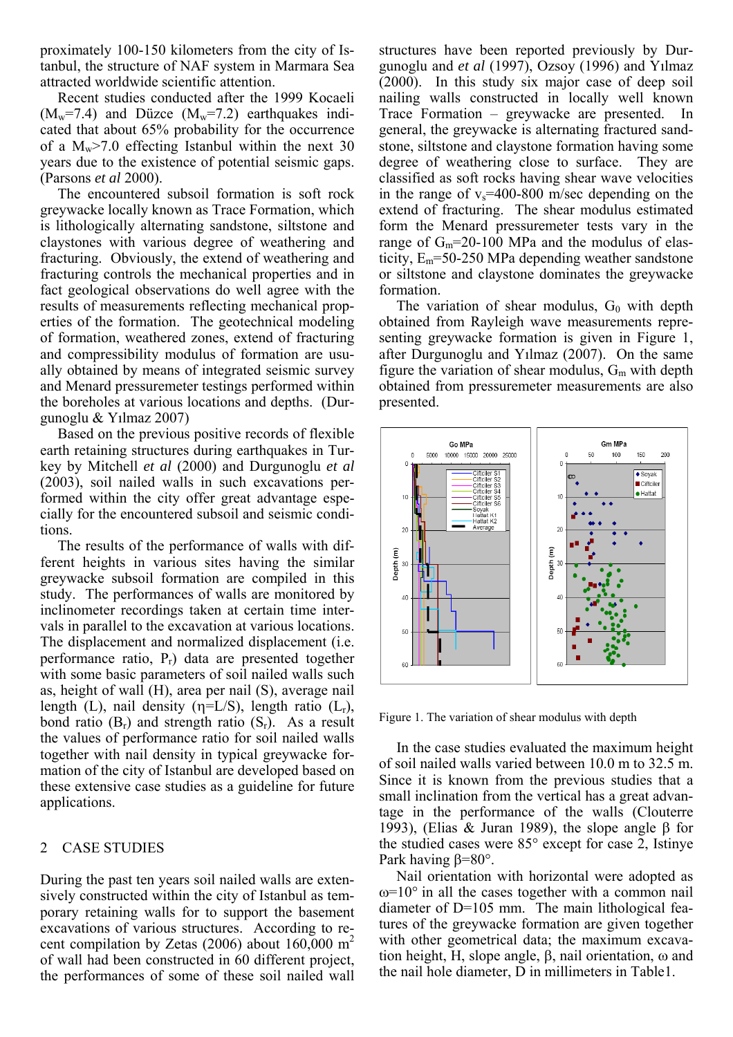proximately 100-150 kilometers from the city of Istanbul, the structure of NAF system in Marmara Sea attracted worldwide scientific attention.

Recent studies conducted after the 1999 Kocaeli ($M_w$=7.4) and Düzce ($M_w$=7.2) earthquakes indicated that about 65% probability for the occurrence of a $M_w$>7.0 effecting Istanbul within the next 30 years due to the existence of potential seismic gaps. (Parsons *et al* 2000).

The encountered subsoil formation is soft rock greywacke locally known as Trace Formation, which is lithologically alternating sandstone, siltstone and claystones with various degree of weathering and fracturing. Obviously, the extend of weathering and fracturing controls the mechanical properties and in fact geological observations do well agree with the results of measurements reflecting mechanical properties of the formation. The geotechnical modeling of formation, weathered zones, extend of fracturing and compressibility modulus of formation are usually obtained by means of integrated seismic survey and Menard pressuremeter testings performed within the boreholes at various locations and depths. (Durgunoglu & Yılmaz 2007)

Based on the previous positive records of flexible earth retaining structures during earthquakes in Turkey by Mitchell *et al* (2000) and Durgunoglu *et al* (2003), soil nailed walls in such excavations performed within the city offer great advantage especially for the encountered subsoil and seismic conditions.

The results of the performance of walls with different heights in various sites having the similar greywacke subsoil formation are compiled in this study. The performances of walls are monitored by inclinometer recordings taken at certain time intervals in parallel to the excavation at various locations. The displacement and normalized displacement (i.e. performance ratio, $P_r$) data are presented together with some basic parameters of soil nailed walls such as, height of wall (H), area per nail (S), average nail length (L), nail density ($\eta$=L/S), length ratio ($L_r$), bond ratio ($B_r$) and strength ratio ($S_r$). As a result the values of performance ratio for soil nailed walls together with nail density in typical greywacke formation of the city of Istanbul are developed based on these extensive case studies as a guideline for future applications.

## 2 CASE STUDIES

During the past ten years soil nailed walls are extensively constructed within the city of Istanbul as temporary retaining walls for to support the basement excavations of various structures. According to recent compilation by Zetas (2006) about 160,000 m$^2$ of wall had been constructed in 60 different project, the performances of some of these soil nailed wall structures have been reported previously by Durgunoglu and *et al* (1997), Ozsoy (1996) and Yılmaz (2000). In this study six major case of deep soil nailing walls constructed in locally well known Trace Formation – greywacke are presented. In general, the greywacke is alternating fractured sandstone, siltstone and claystone formation having some degree of weathering close to surface. They are classified as soft rocks having shear wave velocities in the range of $v_s$=400-800 m/sec depending on the extend of fracturing. The shear modulus estimated form the Menard pressuremeter tests vary in the range of $G_m$=20-100 MPa and the modulus of elasticity, $E_m$=50-250 MPa depending weather sandstone or siltstone and claystone dominates the greywacke formation.

The variation of shear modulus, $G_0$ with depth obtained from Rayleigh wave measurements representing greywacke formation is given in Figure 1, after Durgunoglu and Yılmaz (2007). On the same figure the variation of shear modulus, $G_m$ with depth obtained from pressuremeter measurements are also presented.

Figure 1. The variation of shear modulus with depth

In the case studies evaluated the maximum height of soil nailed walls varied between 10.0 m to 32.5 m. Since it is known from the previous studies that a small inclination from the vertical has a great advantage in the performance of the walls (Clouterre 1993), (Elias & Juran 1989), the slope angle $\beta$ for the studied cases were 85° except for case 2, Istinye Park having $\beta$=80°.

Nail orientation with horizontal were adopted as $\omega$=10° in all the cases together with a common nail diameter of D=105 mm. The main lithological features of the greywacke formation are given together with other geometrical data; the maximum excavation height, H, slope angle, $\beta$, nail orientation, $\omega$ and the nail hole diameter, D in millimeters in Table1.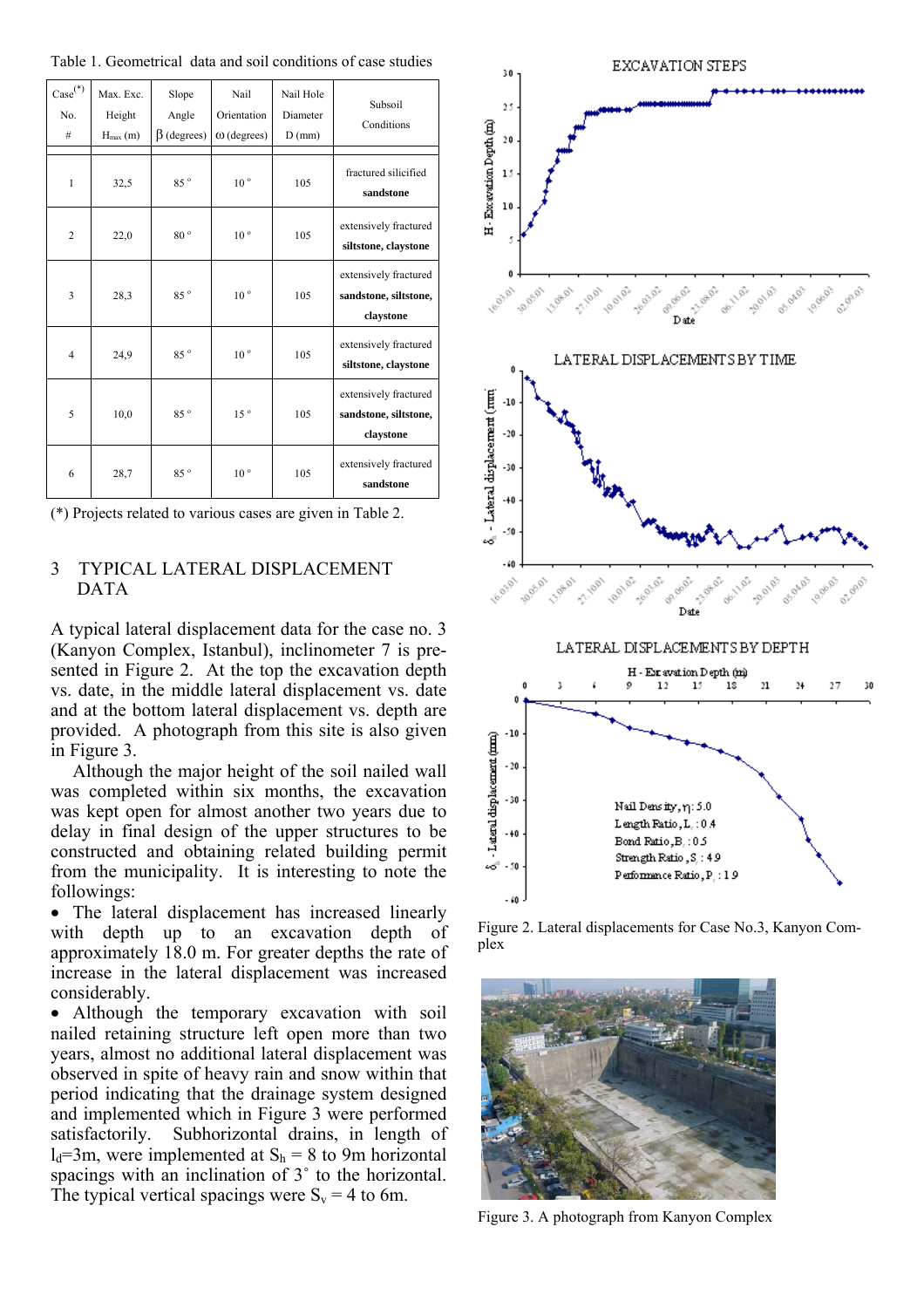Table 1. Geometrical data and soil conditions of case studies

| Case[(*)] No. # | Max. Exc. Height $H_{max}$ (m) | Slope Angle $\beta$ (degrees) | Nail Orientation $\omega$ (degrees) | Nail Hole Diameter D (mm) | Subsoil Conditions |
|---|---|---|---|---|---|
| 1 | 32,5 | 85 ° | 10 ° | 105 | fractured silicified **sandstone** |
| 2 | 22,0 | 80 ° | 10 ° | 105 | extensively fractured **siltstone, claystone** |
| 3 | 28,3 | 85 ° | 10 ° | 105 | extensively fractured **sandstone, siltstone, claystone** |
| 4 | 24,9 | 85 ° | 10 ° | 105 | extensively fractured **siltstone, claystone** |
| 5 | 10,0 | 85 ° | 15 ° | 105 | extensively fractured **sandstone, siltstone, claystone** |
| 6 | 28,7 | 85 ° | 10 ° | 105 | extensively fractured **sandstone** |

(*) Projects related to various cases are given in Table 2.

## 3 TYPICAL LATERAL DISPLACEMENT DATA

A typical lateral displacement data for the case no. 3 (Kanyon Complex, Istanbul), inclinometer 7 is presented in Figure 2. At the top the excavation depth vs. date, in the middle lateral displacement vs. date and at the bottom lateral displacement vs. depth are provided. A photograph from this site is also given in Figure 3.

Although the major height of the soil nailed wall was completed within six months, the excavation was kept open for almost another two years due to delay in final design of the upper structures to be constructed and obtaining related building permit from the municipality. It is interesting to note the followings:

- The lateral displacement has increased linearly with depth up to an excavation depth of approximately 18.0 m. For greater depths the rate of increase in the lateral displacement was increased considerably.
- Although the temporary excavation with soil nailed retaining structure left open more than two years, almost no additional lateral displacement was observed in spite of heavy rain and snow within that period indicating that the drainage system designed and implemented which in Figure 3 were performed satisfactorily. Subhorizontal drains, in length of $l_d$=3m, were implemented at $S_h$ = 8 to 9m horizontal spacings with an inclination of 3˚ to the horizontal. The typical vertical spacings were $S_v$ = 4 to 6m.

Figure 2. Lateral displacements for Case No.3, Kanyon Complex

Figure 3. A photograph from Kanyon Complex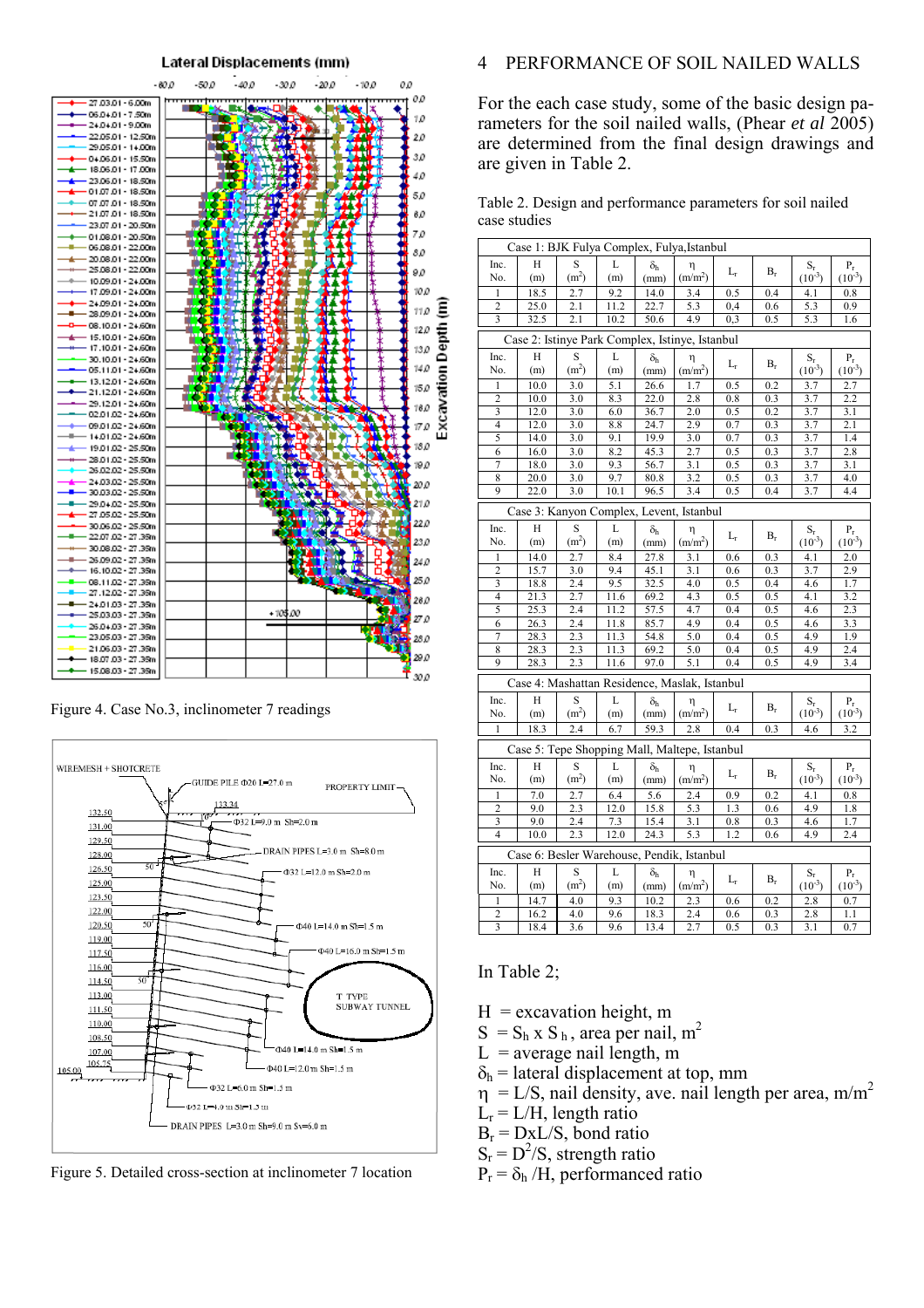Figure 4. Case No.3, inclinometer 7 readings

Figure 5. Detailed cross-section at inclinometer 7 location

## 4 PERFORMANCE OF SOIL NAILED WALLS

For the each case study, some of the basic design parameters for the soil nailed walls, (Phear *et al* 2005) are determined from the final design drawings and are given in Table 2.

Table 2. Design and performance parameters for soil nailed case studies

| Inc. No. | H (m) | S ($m^2$) | L (m) | $\delta_h$ (mm) | $\eta$ ($m/m^2$) | $L_r$ | $B_r$ | $S_r$ ($10^{-3}$) | $P_r$ ($10^{-3}$) |
|---|---|---|---|---|---|---|---|---|---|
| **Case 1: BJK Fulya Complex, Fulya,Istanbul** | | | | | | | | | |
| 1 | 18.5 | 2.7 | 9.2 | 14.0 | 3.4 | 0.5 | 0.4 | 4.1 | 0.8 |
| 2 | 25.0 | 2.1 | 11.2 | 22.7 | 5.3 | 0,4 | 0.6 | 5.3 | 0.9 |
| 3 | 32.5 | 2.1 | 10.2 | 50.6 | 4.9 | 0,3 | 0.5 | 5.3 | 1.6 |
| **Case 2: Istinye Park Complex, Istinye, Istanbul** | | | | | | | | | |
| 1 | 10.0 | 3.0 | 5.1 | 26.6 | 1.7 | 0.5 | 0.2 | 3.7 | 2.7 |
| 2 | 10.0 | 3.0 | 8.3 | 22.0 | 2.8 | 0.8 | 0.3 | 3.7 | 2.2 |
| 3 | 12.0 | 3.0 | 6.0 | 36.7 | 2.0 | 0.5 | 0.2 | 3.7 | 3.1 |
| 4 | 12.0 | 3.0 | 8.8 | 24.7 | 2.9 | 0.7 | 0.3 | 3.7 | 2.1 |
| 5 | 14.0 | 3.0 | 9.1 | 19.9 | 3.0 | 0.7 | 0.3 | 3.7 | 1.4 |
| 6 | 16.0 | 3.0 | 8.2 | 45.3 | 2.7 | 0.5 | 0.3 | 3.7 | 2.8 |
| 7 | 18.0 | 3.0 | 9.3 | 56.7 | 3.1 | 0.5 | 0.3 | 3.7 | 3.1 |
| 8 | 20.0 | 3.0 | 9.7 | 80.8 | 3.2 | 0.5 | 0.3 | 3.7 | 4.0 |
| 9 | 22.0 | 3.0 | 10.1 | 96.5 | 3.4 | 0.5 | 0.4 | 3.7 | 4.4 |
| **Case 3: Kanyon Complex, Levent, Istanbul** | | | | | | | | | |
| 1 | 14.0 | 2.7 | 8.4 | 27.8 | 3.1 | 0.6 | 0.3 | 4.1 | 2.0 |
| 2 | 15.7 | 3.0 | 9.4 | 45.1 | 3.1 | 0.6 | 0.3 | 3.7 | 2.9 |
| 3 | 18.8 | 2.4 | 9.5 | 32.5 | 4.0 | 0.5 | 0.4 | 4.6 | 1.7 |
| 4 | 21.3 | 2.7 | 11.6 | 69.2 | 4.3 | 0.5 | 0.5 | 4.1 | 3.2 |
| 5 | 25.3 | 2.4 | 11.2 | 57.5 | 4.7 | 0.4 | 0.5 | 4.6 | 2.3 |
| 6 | 26.3 | 2.4 | 11.8 | 85.7 | 4.9 | 0.4 | 0.5 | 4.6 | 3.3 |
| 7 | 28.3 | 2.3 | 11.3 | 54.8 | 5.0 | 0.4 | 0.5 | 4.9 | 1.9 |
| 8 | 28.3 | 2.3 | 11.3 | 69.2 | 5.0 | 0.4 | 0.5 | 4.9 | 2.4 |
| 9 | 28.3 | 2.3 | 11.6 | 97.0 | 5.1 | 0.4 | 0.5 | 4.9 | 3.4 |
| **Case 4: Mashattan Residence, Maslak, Istanbul** | | | | | | | | | |
| 1 | 18.3 | 2.4 | 6.7 | 59.3 | 2.8 | 0.4 | 0.3 | 4.6 | 3.2 |
| **Case 5: Tepe Shopping Mall, Maltepe, Istanbul** | | | | | | | | | |
| 1 | 7.0 | 2.7 | 6.4 | 5.6 | 2.4 | 0.9 | 0.2 | 4.1 | 0.8 |
| 2 | 9.0 | 2.3 | 12.0 | 15.8 | 5.3 | 1.3 | 0.6 | 4.9 | 1.8 |
| 3 | 9.0 | 2.4 | 7.3 | 15.4 | 3.1 | 0.8 | 0.3 | 4.6 | 1.7 |
| 4 | 10.0 | 2.3 | 12.0 | 24.3 | 5.3 | 1.2 | 0.6 | 4.9 | 2.4 |
| **Case 6: Besler Warehouse, Pendik, Istanbul** | | | | | | | | | |
| 1 | 14.7 | 4.0 | 9.3 | 10.2 | 2.3 | 0.6 | 0.2 | 2.8 | 0.7 |
| 2 | 16.2 | 4.0 | 9.6 | 18.3 | 2.4 | 0.6 | 0.3 | 2.8 | 1.1 |
| 3 | 18.4 | 3.6 | 9.6 | 13.4 | 2.7 | 0.5 | 0.3 | 3.1 | 0.7 |

In Table 2;

H = excavation height, m
S = $S_h$ x $S_h$, area per nail, $m^2$
L = average nail length, m
$\delta_h$ = lateral displacement at top, mm
$\eta$ = L/S, nail density, ave. nail length per area, $m/m^2$
$L_r$ = L/H, length ratio
$B_r$ = DxL/S, bond ratio
$S_r$ = $D^2$/S, strength ratio
$P_r$ = $\delta_h$ /H, performanced ratio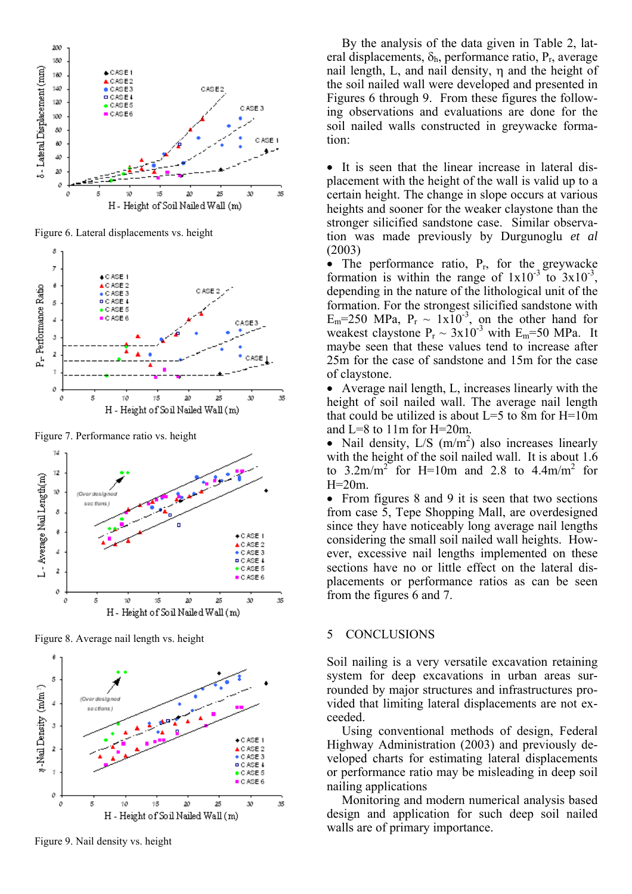Figure 6. Lateral displacements vs. height

Figure 7. Performance ratio vs. height

Figure 8. Average nail length vs. height

Figure 9. Nail density vs. height

By the analysis of the data given in Table 2, lateral displacements, $\delta_h$, performance ratio, $P_r$, average nail length, L, and nail density, η and the height of the soil nailed wall were developed and presented in Figures 6 through 9. From these figures the following observations and evaluations are done for the soil nailed walls constructed in greywacke formation:

- It is seen that the linear increase in lateral displacement with the height of the wall is valid up to a certain height. The change in slope occurs at various heights and sooner for the weaker claystone than the stronger silicified sandstone case. Similar observation was made previously by Durgunoglu *et al* (2003)
- The performance ratio, $P_r$, for the greywacke formation is within the range of $1\text{x}10^{-3}$ to $3\text{x}10^{-3}$, depending in the nature of the lithological unit of the formation. For the strongest silicified sandstone with $E_m$=250 MPa, $P_r \sim 1\text{x}10^{-3}$, on the other hand for weakest claystone $P_r \sim 3\text{x}10^{-3}$ with $E_m$=50 MPa. It maybe seen that these values tend to increase after 25m for the case of sandstone and 15m for the case of claystone.
- Average nail length, L, increases linearly with the height of soil nailed wall. The average nail length that could be utilized is about L=5 to 8m for H=10m and L=8 to 11m for H=20m.
- Nail density, L/S ($m/m^2$) also increases linearly with the height of the soil nailed wall. It is about 1.6 to 3.2m/$m^2$ for H=10m and 2.8 to 4.4m/$m^2$ for H=20m.
- From figures 8 and 9 it is seen that two sections from case 5, Tepe Shopping Mall, are overdesigned since they have noticeably long average nail lengths considering the small soil nailed wall heights. However, excessive nail lengths implemented on these sections have no or little effect on the lateral displacements or performance ratios as can be seen from the figures 6 and 7.

## 5 CONCLUSIONS

Soil nailing is a very versatile excavation retaining system for deep excavations in urban areas surrounded by major structures and infrastructures provided that limiting lateral displacements are not exceeded.

Using conventional methods of design, Federal Highway Administration (2003) and previously developed charts for estimating lateral displacements or performance ratio may be misleading in deep soil nailing applications

Monitoring and modern numerical analysis based design and application for such deep soil nailed walls are of primary importance.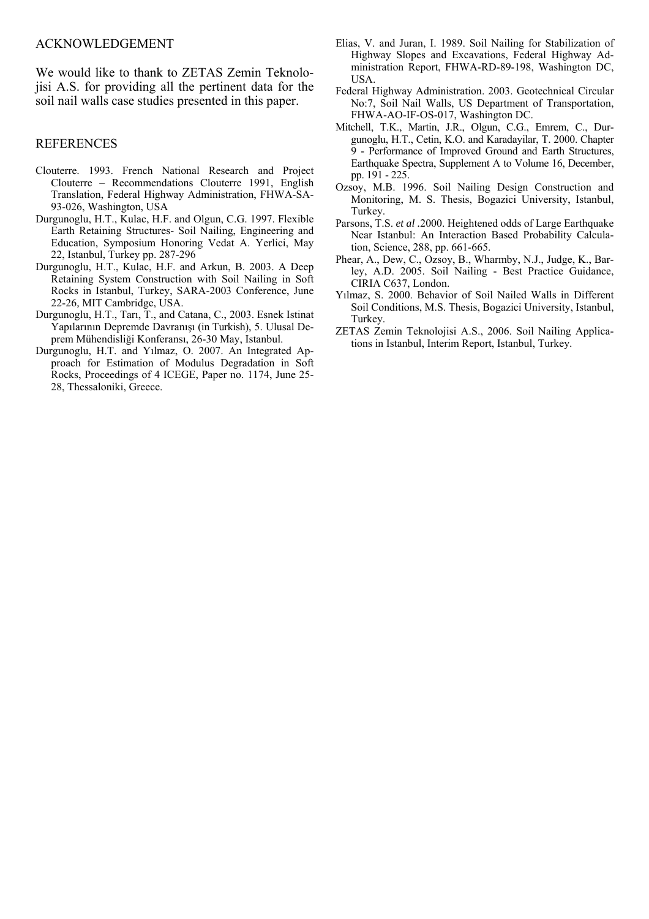## ACKNOWLEDGEMENT

We would like to thank to ZETAS Zemin Teknolojisi A.S. for providing all the pertinent data for the soil nail walls case studies presented in this paper.

## REFERENCES

Clouterre. 1993. French National Research and Project Clouterre – Recommendations Clouterre 1991, English Translation, Federal Highway Administration, FHWA-SA-93-026, Washington, USA

Durgunoglu, H.T., Kulac, H.F. and Olgun, C.G. 1997. Flexible Earth Retaining Structures- Soil Nailing, Engineering and Education, Symposium Honoring Vedat A. Yerlici, May 22, Istanbul, Turkey pp. 287-296

Durgunoglu, H.T., Kulac, H.F. and Arkun, B. 2003. A Deep Retaining System Construction with Soil Nailing in Soft Rocks in Istanbul, Turkey, SARA-2003 Conference, June 22-26, MIT Cambridge, USA.

Durgunoglu, H.T., Tarı, T., and Catana, C., 2003. Esnek Istinat Yapılarının Depremde Davranışı (in Turkish), 5. Ulusal Deprem Mühendisliği Konferansı, 26-30 May, Istanbul.

Durgunoglu, H.T. and Yılmaz, O. 2007. An Integrated Approach for Estimation of Modulus Degradation in Soft Rocks, Proceedings of 4 ICEGE, Paper no. 1174, June 25-28, Thessaloniki, Greece.

Elias, V. and Juran, I. 1989. Soil Nailing for Stabilization of Highway Slopes and Excavations, Federal Highway Administration Report, FHWA-RD-89-198, Washington DC, USA.

Federal Highway Administration. 2003. Geotechnical Circular No:7, Soil Nail Walls, US Department of Transportation, FHWA-AO-IF-OS-017, Washington DC.

Mitchell, T.K., Martin, J.R., Olgun, C.G., Emrem, C., Durgunoglu, H.T., Cetin, K.O. and Karadayilar, T. 2000. Chapter 9 - Performance of Improved Ground and Earth Structures, Earthquake Spectra, Supplement A to Volume 16, December, pp. 191 - 225.

Ozsoy, M.B. 1996. Soil Nailing Design Construction and Monitoring, M. S. Thesis, Bogazici University, Istanbul, Turkey.

Parsons, T.S. *et al* .2000. Heightened odds of Large Earthquake Near Istanbul: An Interaction Based Probability Calculation, Science, 288, pp. 661-665.

Phear, A., Dew, C., Ozsoy, B., Wharmby, N.J., Judge, K., Barley, A.D. 2005. Soil Nailing - Best Practice Guidance, CIRIA C637, London.

Yılmaz, S. 2000. Behavior of Soil Nailed Walls in Different Soil Conditions, M.S. Thesis, Bogazici University, Istanbul, Turkey.

ZETAS Zemin Teknolojisi A.S., 2006. Soil Nailing Applications in Istanbul, Interim Report, Istanbul, Turkey.